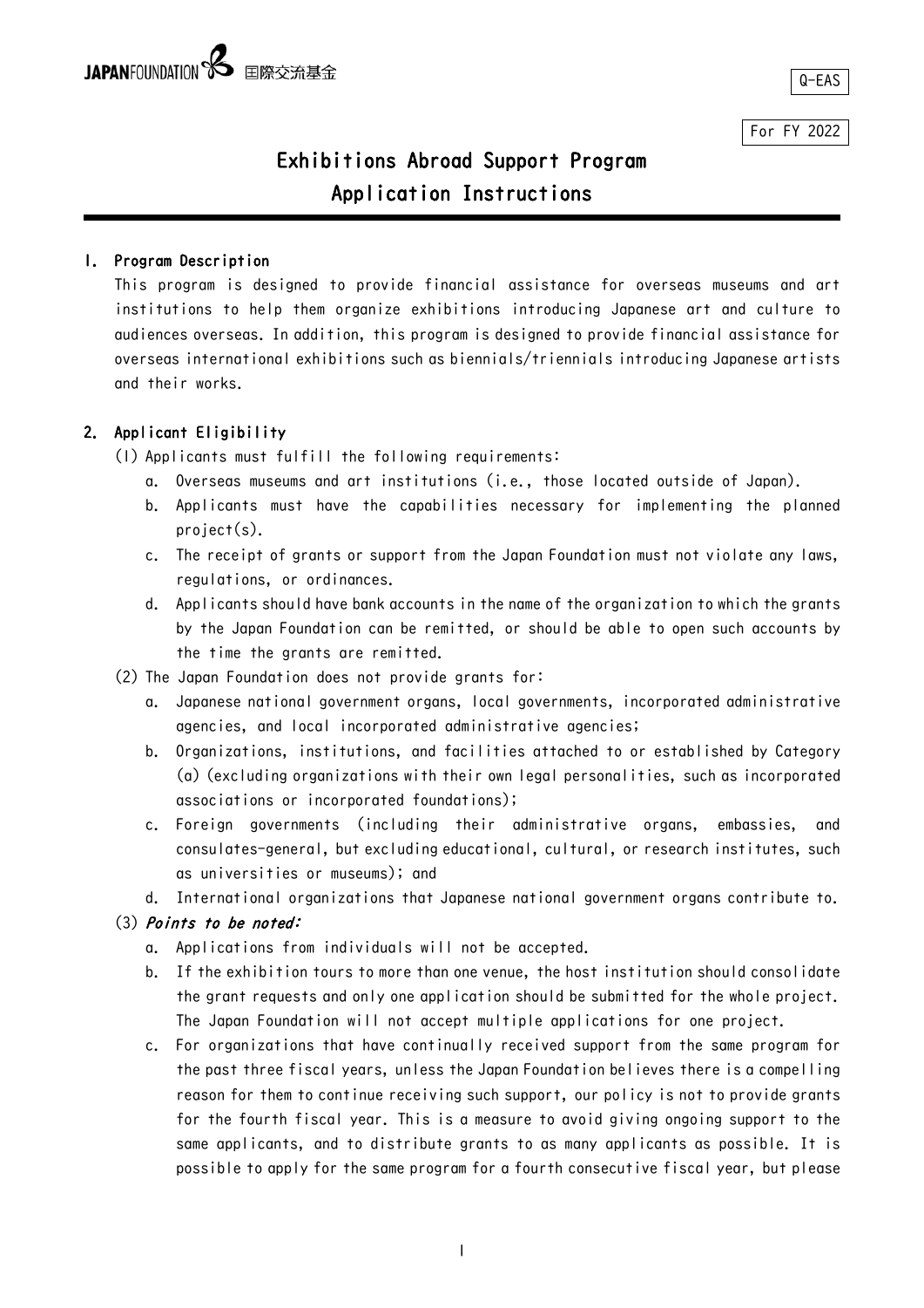JAPANFOUNDATION 国際交流基金

Q-EAS

For FY 2022

# Exhibitions Abroad Support Program
# Application Instructions

## 1. Program Description

This program is designed to provide financial assistance for overseas museums and art institutions to help them organize exhibitions introducing Japanese art and culture to audiences overseas. In addition, this program is designed to provide financial assistance for overseas international exhibitions such as biennials/triennials introducing Japanese artists and their works.

## 2. Applicant Eligibility

(1) Applicants must fulfill the following requirements:

a. Overseas museums and art institutions (i.e., those located outside of Japan).

b. Applicants must have the capabilities necessary for implementing the planned project(s).

c. The receipt of grants or support from the Japan Foundation must not violate any laws, regulations, or ordinances.

d. Applicants should have bank accounts in the name of the organization to which the grants by the Japan Foundation can be remitted, or should be able to open such accounts by the time the grants are remitted.

(2) The Japan Foundation does not provide grants for:

a. Japanese national government organs, local governments, incorporated administrative agencies, and local incorporated administrative agencies;

b. Organizations, institutions, and facilities attached to or established by Category (a) (excluding organizations with their own legal personalities, such as incorporated associations or incorporated foundations);

c. Foreign governments (including their administrative organs, embassies, and consulates-general, but excluding educational, cultural, or research institutes, such as universities or museums); and

d. International organizations that Japanese national government organs contribute to.

(3) ***Points to be noted:***

a. Applications from individuals will not be accepted.

b. If the exhibition tours to more than one venue, the host institution should consolidate the grant requests and only one application should be submitted for the whole project. The Japan Foundation will not accept multiple applications for one project.

c. For organizations that have continually received support from the same program for the past three fiscal years, unless the Japan Foundation believes there is a compelling reason for them to continue receiving such support, our policy is not to provide grants for the fourth fiscal year. This is a measure to avoid giving ongoing support to the same applicants, and to distribute grants to as many applicants as possible. It is possible to apply for the same program for a fourth consecutive fiscal year, but please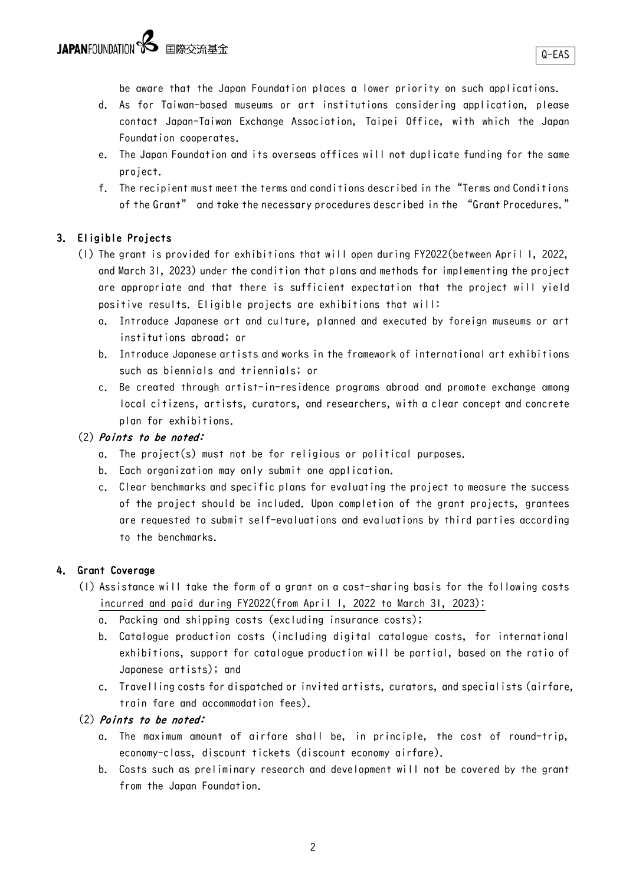be aware that the Japan Foundation places a lower priority on such applications.

d. As for Taiwan-based museums or art institutions considering application, please contact Japan-Taiwan Exchange Association, Taipei Office, with which the Japan Foundation cooperates.

e. The Japan Foundation and its overseas offices will not duplicate funding for the same project.

f. The recipient must meet the terms and conditions described in the "Terms and Conditions of the Grant" and take the necessary procedures described in the "Grant Procedures."

## 3. Eligible Projects

(1) The grant is provided for exhibitions that will open during FY2022(between April 1, 2022, and March 31, 2023) under the condition that plans and methods for implementing the project are appropriate and that there is sufficient expectation that the project will yield positive results. Eligible projects are exhibitions that will:

a. Introduce Japanese art and culture, planned and executed by foreign museums or art institutions abroad; or

b. Introduce Japanese artists and works in the framework of international art exhibitions such as biennials and triennials; or

c. Be created through artist-in-residence programs abroad and promote exchange among local citizens, artists, curators, and researchers, with a clear concept and concrete plan for exhibitions.

(2) ***Points to be noted:***

a. The project(s) must not be for religious or political purposes.

b. Each organization may only submit one application.

c. Clear benchmarks and specific plans for evaluating the project to measure the success of the project should be included. Upon completion of the grant projects, grantees are requested to submit self-evaluations and evaluations by third parties according to the benchmarks.

## 4. Grant Coverage

(1) Assistance will take the form of a grant on a cost-sharing basis for the following costs <u>incurred and paid during FY2022(from April 1, 2022 to March 31, 2023):</u>

a. Packing and shipping costs (excluding insurance costs);

b. Catalogue production costs (including digital catalogue costs, for international exhibitions, support for catalogue production will be partial, based on the ratio of Japanese artists); and

c. Travelling costs for dispatched or invited artists, curators, and specialists (airfare, train fare and accommodation fees).

(2) ***Points to be noted:***

a. The maximum amount of airfare shall be, in principle, the cost of round-trip, economy-class, discount tickets (discount economy airfare).

b. Costs such as preliminary research and development will not be covered by the grant from the Japan Foundation.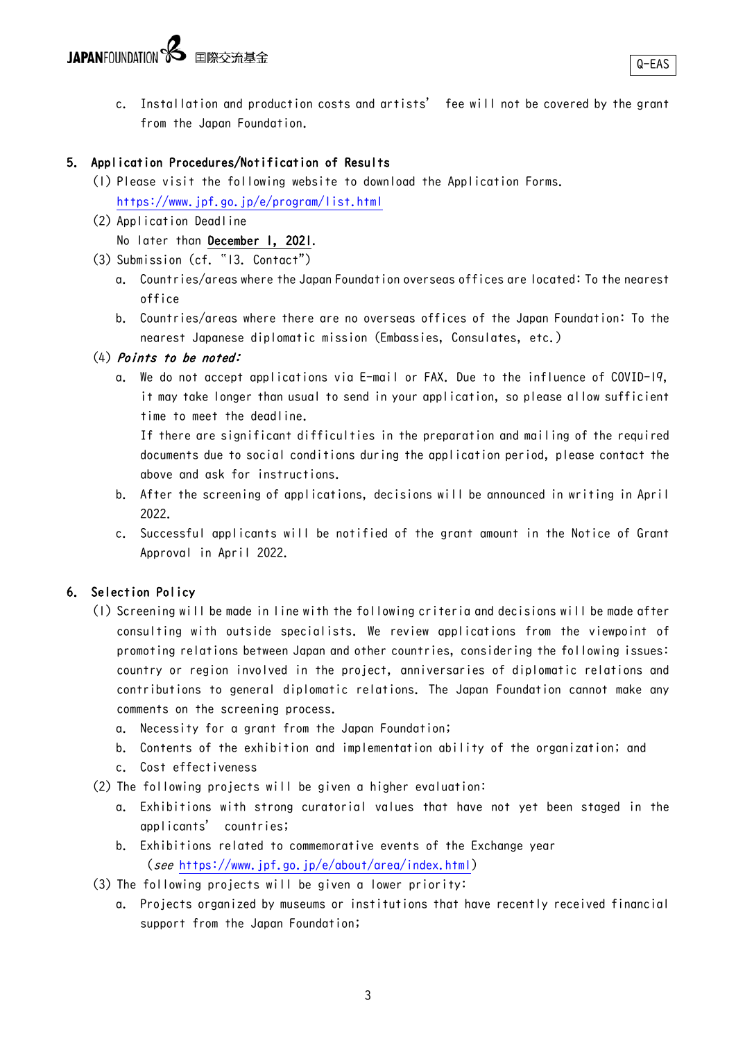c. Installation and production costs and artists' fee will not be covered by the grant from the Japan Foundation.

## 5. Application Procedures/Notification of Results

(1) Please visit the following website to download the Application Forms.
https://www.jpf.go.jp/e/program/list.html

(2) Application Deadline
No later than **December 1, 2021**.

(3) Submission (cf. "13. Contact")

a. Countries/areas where the Japan Foundation overseas offices are located: To the nearest office

b. Countries/areas where there are no overseas offices of the Japan Foundation: To the nearest Japanese diplomatic mission (Embassies, Consulates, etc.)

(4) ***Points to be noted:***

a. We do not accept applications via E-mail or FAX. Due to the influence of COVID-19, it may take longer than usual to send in your application, so please allow sufficient time to meet the deadline.
If there are significant difficulties in the preparation and mailing of the required documents due to social conditions during the application period, please contact the above and ask for instructions.

b. After the screening of applications, decisions will be announced in writing in April 2022.

c. Successful applicants will be notified of the grant amount in the Notice of Grant Approval in April 2022.

## 6. Selection Policy

(1) Screening will be made in line with the following criteria and decisions will be made after consulting with outside specialists. We review applications from the viewpoint of promoting relations between Japan and other countries, considering the following issues: country or region involved in the project, anniversaries of diplomatic relations and contributions to general diplomatic relations. The Japan Foundation cannot make any comments on the screening process.

a. Necessity for a grant from the Japan Foundation;

b. Contents of the exhibition and implementation ability of the organization; and

c. Cost effectiveness

(2) The following projects will be given a higher evaluation:

a. Exhibitions with strong curatorial values that have not yet been staged in the applicants' countries;

b. Exhibitions related to commemorative events of the Exchange year
(*see* https://www.jpf.go.jp/e/about/area/index.html)

(3) The following projects will be given a lower priority:

a. Projects organized by museums or institutions that have recently received financial support from the Japan Foundation;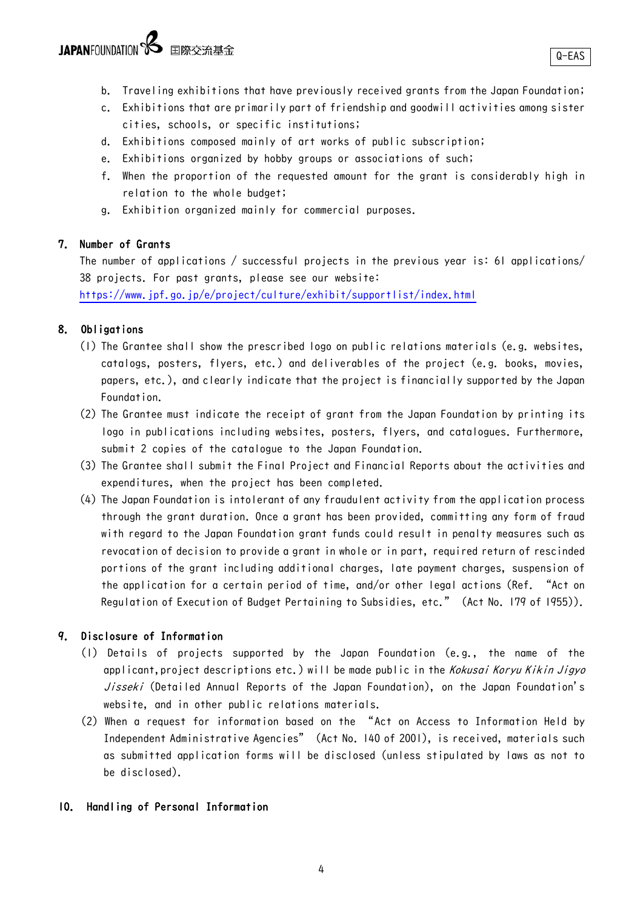b. Traveling exhibitions that have previously received grants from the Japan Foundation;
c. Exhibitions that are primarily part of friendship and goodwill activities among sister cities, schools, or specific institutions;
d. Exhibitions composed mainly of art works of public subscription;
e. Exhibitions organized by hobby groups or associations of such;
f. When the proportion of the requested amount for the grant is considerably high in relation to the whole budget;
g. Exhibition organized mainly for commercial purposes.

## 7. Number of Grants

The number of applications / successful projects in the previous year is: 61 applications/ 38 projects. For past grants, please see our website:
https://www.jpf.go.jp/e/project/culture/exhibit/supportlist/index.html

## 8. Obligations

(1) The Grantee shall show the prescribed logo on public relations materials (e.g. websites, catalogs, posters, flyers, etc.) and deliverables of the project (e.g. books, movies, papers, etc.), and clearly indicate that the project is financially supported by the Japan Foundation.

(2) The Grantee must indicate the receipt of grant from the Japan Foundation by printing its logo in publications including websites, posters, flyers, and catalogues. Furthermore, submit 2 copies of the catalogue to the Japan Foundation.

(3) The Grantee shall submit the Final Project and Financial Reports about the activities and expenditures, when the project has been completed.

(4) The Japan Foundation is intolerant of any fraudulent activity from the application process through the grant duration. Once a grant has been provided, committing any form of fraud with regard to the Japan Foundation grant funds could result in penalty measures such as revocation of decision to provide a grant in whole or in part, required return of rescinded portions of the grant including additional charges, late payment charges, suspension of the application for a certain period of time, and/or other legal actions (Ref. "Act on Regulation of Execution of Budget Pertaining to Subsidies, etc." (Act No. 179 of 1955)).

## 9. Disclosure of Information

(1) Details of projects supported by the Japan Foundation (e.g., the name of the applicant, project descriptions etc.) will be made public in the *Kokusai Koryu Kikin Jigyo Jisseki* (Detailed Annual Reports of the Japan Foundation), on the Japan Foundation's website, and in other public relations materials.

(2) When a request for information based on the "Act on Access to Information Held by Independent Administrative Agencies" (Act No. 140 of 2001), is received, materials such as submitted application forms will be disclosed (unless stipulated by laws as not to be disclosed).

## 10. Handling of Personal Information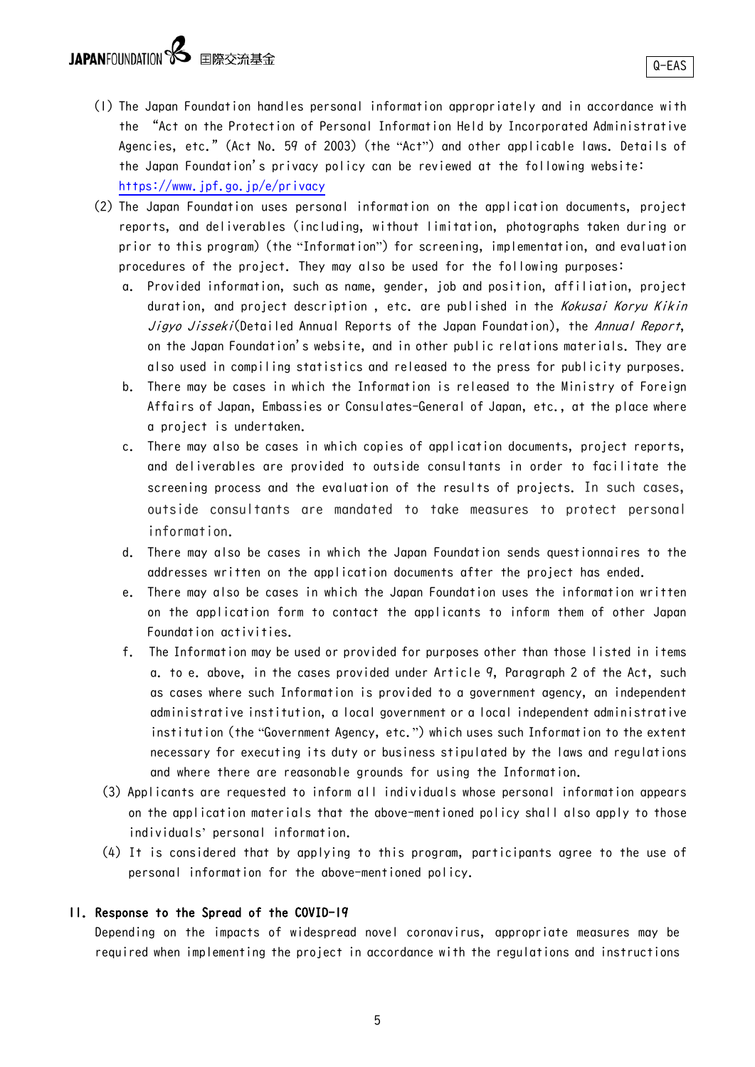(1) The Japan Foundation handles personal information appropriately and in accordance with the "Act on the Protection of Personal Information Held by Incorporated Administrative Agencies, etc." (Act No. 59 of 2003) (the "Act") and other applicable laws. Details of the Japan Foundation's privacy policy can be reviewed at the following website: https://www.jpf.go.jp/e/privacy

(2) The Japan Foundation uses personal information on the application documents, project reports, and deliverables (including, without limitation, photographs taken during or prior to this program) (the "Information") for screening, implementation, and evaluation procedures of the project. They may also be used for the following purposes:

   a. Provided information, such as name, gender, job and position, affiliation, project duration, and project description , etc. are published in the *Kokusai Koryu Kikin Jigyo Jisseki*(Detailed Annual Reports of the Japan Foundation), the *Annual Report*, on the Japan Foundation's website, and in other public relations materials. They are also used in compiling statistics and released to the press for publicity purposes.

   b. There may be cases in which the Information is released to the Ministry of Foreign Affairs of Japan, Embassies or Consulates-General of Japan, etc., at the place where a project is undertaken.

   c. There may also be cases in which copies of application documents, project reports, and deliverables are provided to outside consultants in order to facilitate the screening process and the evaluation of the results of projects. In such cases, outside consultants are mandated to take measures to protect personal information.

   d. There may also be cases in which the Japan Foundation sends questionnaires to the addresses written on the application documents after the project has ended.

   e. There may also be cases in which the Japan Foundation uses the information written on the application form to contact the applicants to inform them of other Japan Foundation activities.

   f. The Information may be used or provided for purposes other than those listed in items a. to e. above, in the cases provided under Article 9, Paragraph 2 of the Act, such as cases where such Information is provided to a government agency, an independent administrative institution, a local government or a local independent administrative institution (the "Government Agency, etc.") which uses such Information to the extent necessary for executing its duty or business stipulated by the laws and regulations and where there are reasonable grounds for using the Information.

(3) Applicants are requested to inform all individuals whose personal information appears on the application materials that the above-mentioned policy shall also apply to those individuals' personal information.

(4) It is considered that by applying to this program, participants agree to the use of personal information for the above-mentioned policy.

## II. Response to the Spread of the COVID-19

Depending on the impacts of widespread novel coronavirus, appropriate measures may be required when implementing the project in accordance with the regulations and instructions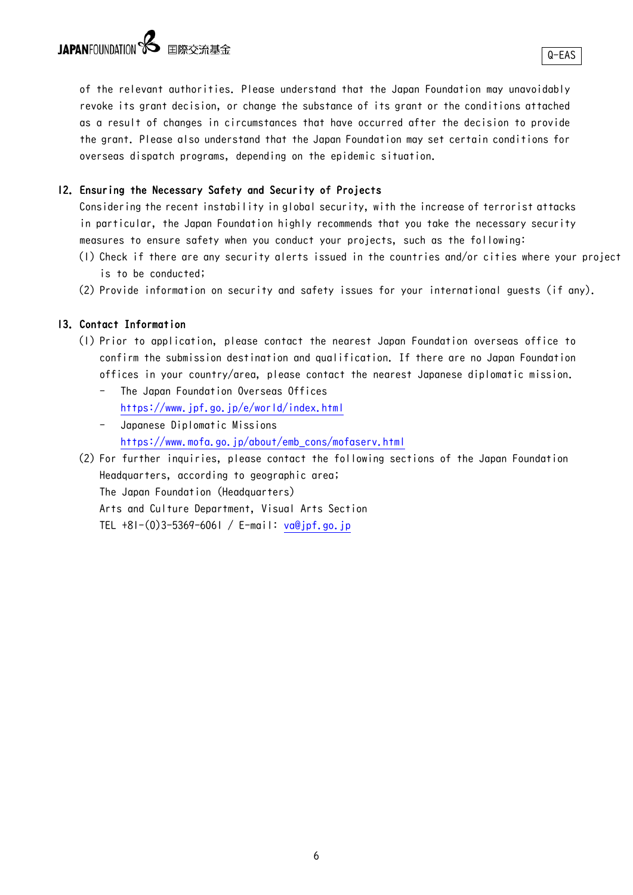of the relevant authorities. Please understand that the Japan Foundation may unavoidably revoke its grant decision, or change the substance of its grant or the conditions attached as a result of changes in circumstances that have occurred after the decision to provide the grant. Please also understand that the Japan Foundation may set certain conditions for overseas dispatch programs, depending on the epidemic situation.

## 12. Ensuring the Necessary Safety and Security of Projects

Considering the recent instability in global security, with the increase of terrorist attacks in particular, the Japan Foundation highly recommends that you take the necessary security measures to ensure safety when you conduct your projects, such as the following:

(1) Check if there are any security alerts issued in the countries and/or cities where your project is to be conducted;

(2) Provide information on security and safety issues for your international guests (if any).

## 13. Contact Information

(1) Prior to application, please contact the nearest Japan Foundation overseas office to confirm the submission destination and qualification. If there are no Japan Foundation offices in your country/area, please contact the nearest Japanese diplomatic mission.

- The Japan Foundation Overseas Offices
  https://www.jpf.go.jp/e/world/index.html
- Japanese Diplomatic Missions
  https://www.mofa.go.jp/about/emb_cons/mofaserv.html

(2) For further inquiries, please contact the following sections of the Japan Foundation Headquarters, according to geographic area;
The Japan Foundation (Headquarters)
Arts and Culture Department, Visual Arts Section
TEL +81-(0)3-5369-6061 / E-mail: va@jpf.go.jp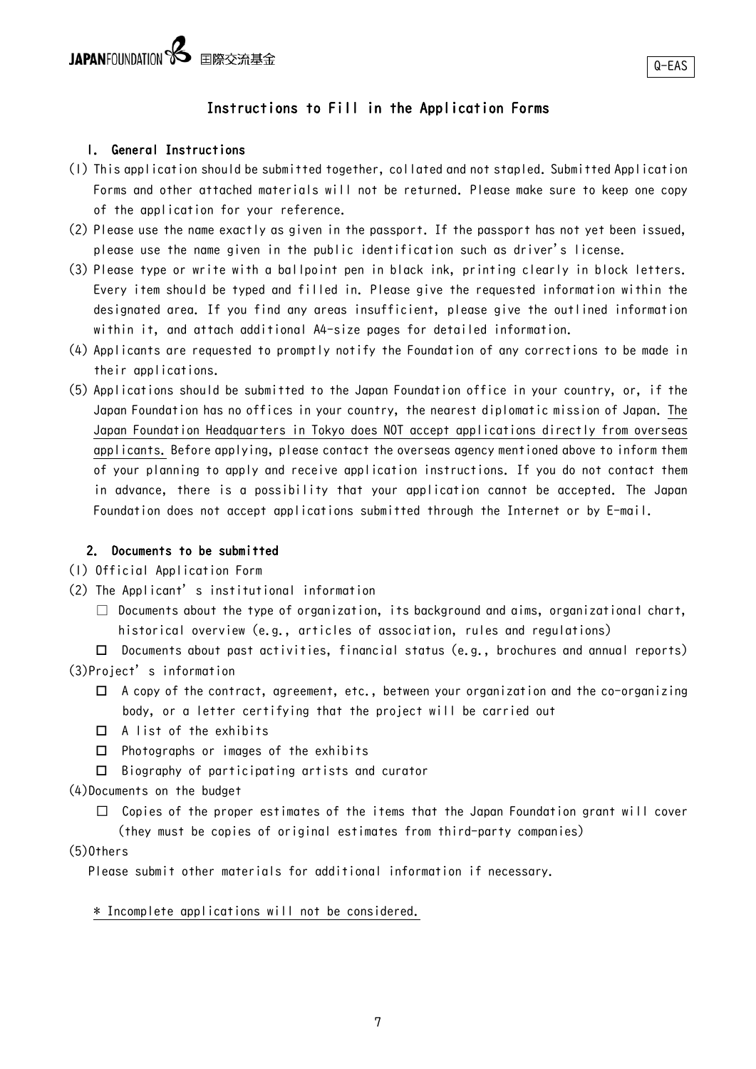Q-EAS

# Instructions to Fill in the Application Forms

## 1. General Instructions

(1) This application should be submitted together, collated and not stapled. Submitted Application Forms and other attached materials will not be returned. Please make sure to keep one copy of the application for your reference.

(2) Please use the name exactly as given in the passport. If the passport has not yet been issued, please use the name given in the public identification such as driver's license.

(3) Please type or write with a ballpoint pen in black ink, printing clearly in block letters. Every item should be typed and filled in. Please give the requested information within the designated area. If you find any areas insufficient, please give the outlined information within it, and attach additional A4-size pages for detailed information.

(4) Applicants are requested to promptly notify the Foundation of any corrections to be made in their applications.

(5) Applications should be submitted to the Japan Foundation office in your country, or, if the Japan Foundation has no offices in your country, the nearest diplomatic mission of Japan. <u>The Japan Foundation Headquarters in Tokyo does NOT accept applications directly from overseas applicants.</u> Before applying, please contact the overseas agency mentioned above to inform them of your planning to apply and receive application instructions. If you do not contact them in advance, there is a possibility that your application cannot be accepted. The Japan Foundation does not accept applications submitted through the Internet or by E-mail.

## 2. Documents to be submitted

(1) Official Application Form

(2) The Applicant's institutional information

- □ Documents about the type of organization, its background and aims, organizational chart, historical overview (e.g., articles of association, rules and regulations)
- □ Documents about past activities, financial status (e.g., brochures and annual reports)

(3) Project's information

- □ A copy of the contract, agreement, etc., between your organization and the co-organizing body, or a letter certifying that the project will be carried out
- □ A list of the exhibits
- □ Photographs or images of the exhibits
- □ Biography of participating artists and curator

(4) Documents on the budget

- □ Copies of the proper estimates of the items that the Japan Foundation grant will cover (they must be copies of original estimates from third-party companies)

(5) Others

Please submit other materials for additional information if necessary.

<u>* Incomplete applications will not be considered.</u>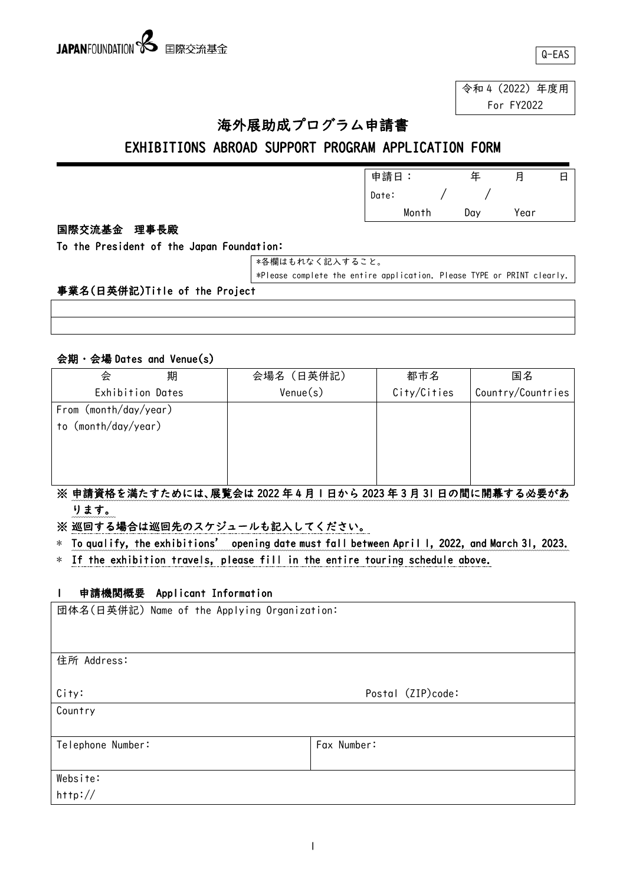Q-EAS

| 令和４（2022）年度用 |
| --- |
| For FY2022 |

# 海外展助成プログラム申請書

# EXHIBITIONS ABROAD SUPPORT PROGRAM APPLICATION FORM

| 申請日： | | 年 | 月 | 日 |
| --- | --- | --- | --- | --- |
| Date: | | / | / | |
| | Month | Day | Year | |

**国際交流基金　理事長殿**

**To the President of the Japan Foundation:**

*各欄はもれなく記入すること。
*Please complete the entire application. Please TYPE or PRINT clearly.

**事業名(日英併記)Title of the Project**

| |
| --- |
| |

**会期・会場 Dates and Venue(s)**

| 会　　期<br>Exhibition Dates | 会場名（日英併記）<br>Venue(s) | 都市名<br>City/Cities | 国名<br>Country/Countries |
| --- | --- | --- | --- |
| From (month/day/year)<br>to (month/day/year) | | | |

**※ 申請資格を満たすためには、展覧会は 2022 年４月１日から 2023 年３月 31 日の間に開幕する必要があります。**

**※ 巡回する場合は巡回先のスケジュールも記入してください。**

＊ **To qualify, the exhibitions' opening date must fall between April 1, 2022, and March 31, 2023.**

＊ **If the exhibition travels, please fill in the entire touring schedule above.**

## 1　申請機関概要　Applicant Information

| 団体名(日英併記) Name of the Applying Organization: | |
| --- | --- |
| 住所 Address:<br><br>City: | Postal (ZIP)code: |
| Country | |
| Telephone Number: | Fax Number: |
| Website:<br>http:// | |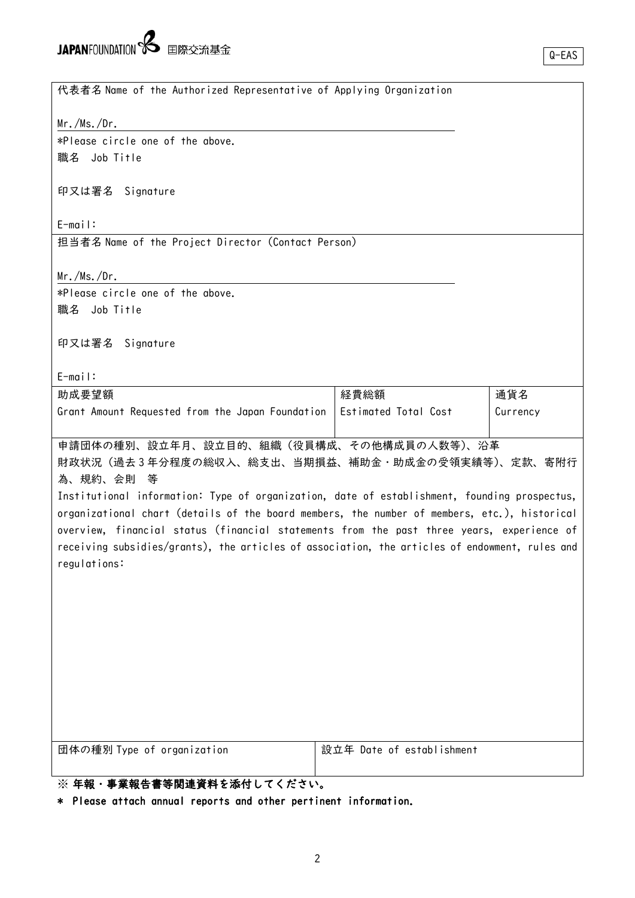JAPANFOUNDATION 国際交流基金

Q-EAS

| 代表者名 Name of the Authorized Representative of Applying Organization<br><br>Mr./Ms./Dr. ______________________________<br>*Please circle one of the above.<br>職名　Job Title<br><br>印又は署名　Signature<br><br>E-mail: | | |
|---|---|---|
| 担当者名 Name of the Project Director (Contact Person)<br><br>Mr./Ms./Dr. ______________________________<br>*Please circle one of the above.<br>職名　Job Title<br><br>印又は署名　Signature<br><br>E-mail: | | |
| 助成要望額<br>Grant Amount Requested from the Japan Foundation | 経費総額<br>Estimated Total Cost | 通貨名<br>Currency |
| 申請団体の種別、設立年月、設立目的、組織（役員構成、その他構成員の人数等）、沿革<br>財政状況（過去３年分程度の総収入、総支出、当期損益、補助金・助成金の受領実績等）、定款、寄附行為、規約、会則　等<br>Institutional information: Type of organization, date of establishment, founding prospectus, organizational chart (details of the board members, the number of members, etc.), historical overview, financial status (financial statements from the past three years, experience of receiving subsidies/grants), the articles of association, the articles of endowment, rules and regulations: | | |
| 団体の種別 Type of organization | 設立年 Date of establishment | |

**※ 年報・事業報告書等関連資料を添付してください。**

**\* Please attach annual reports and other pertinent information.**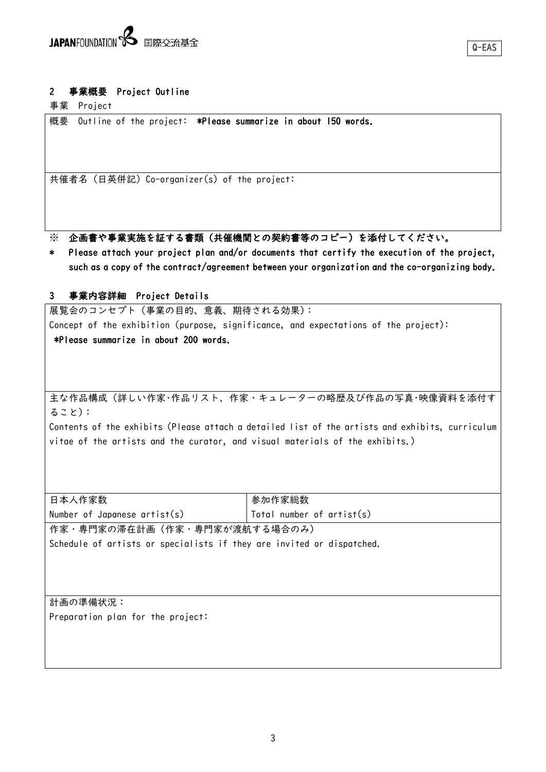## 2 事業概要 Project Outline

事業 Project

| 概要 Outline of the project: **\*Please summarize in about 150 words.** |
|---|
| 共催者名（日英併記）Co-organizer(s) of the project: |

**※ 企画書や事業実施を証する書類（共催機関との契約書等のコピー）を添付してください。**

**\* Please attach your project plan and/or documents that certify the execution of the project, such as a copy of the contract/agreement between your organization and the co-organizing body.**

## 3 事業内容詳細 Project Details

| 展覧会のコンセプト（事業の目的、意義、期待される効果）：<br>Concept of the exhibition (purpose, significance, and expectations of the project):<br>**\*Please summarize in about 200 words.** | |
|---|---|
| 主な作品構成（詳しい作家･作品リスト、作家・キュレーターの略歴及び作品の写真･映像資料を添付すること）：<br>Contents of the exhibits (Please attach a detailed list of the artists and exhibits, curriculum vitae of the artists and the curator, and visual materials of the exhibits.) | |
| 日本人作家数<br>Number of Japanese artist(s) | 参加作家総数<br>Total number of artist(s) |
| 作家・専門家の滞在計画（作家・専門家が渡航する場合のみ）<br>Schedule of artists or specialists if they are invited or dispatched. | |
| 計画の準備状況：<br>Preparation plan for the project: | |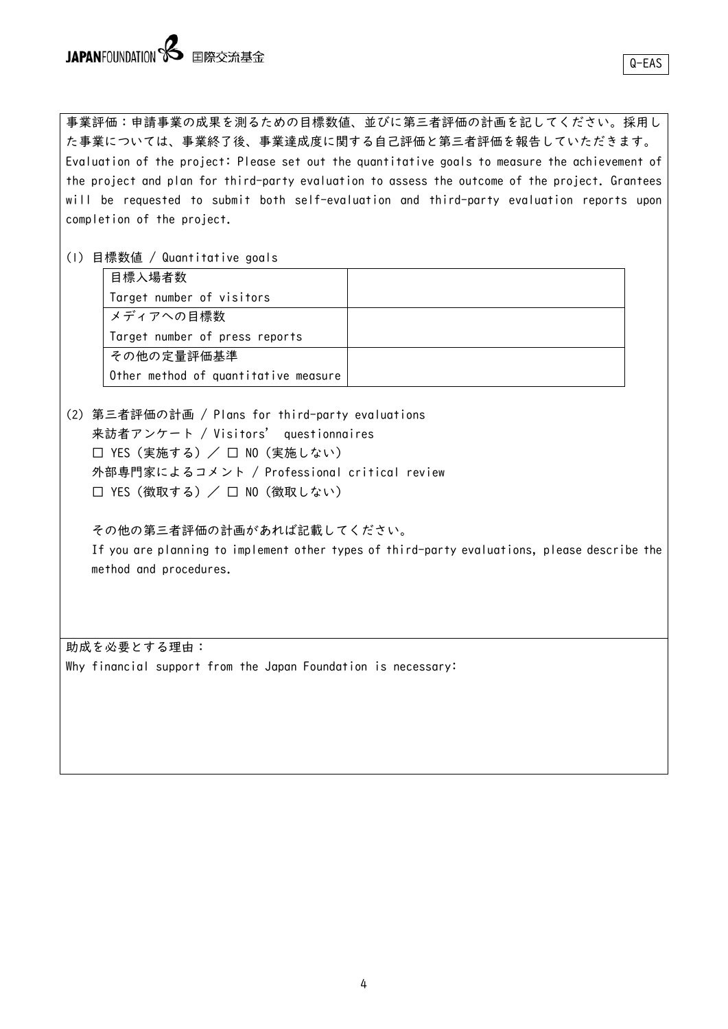事業評価：申請事業の成果を測るための目標数値、並びに第三者評価の計画を記してください。採用した事業については、事業終了後、事業達成度に関する自己評価と第三者評価を報告していただきます。
Evaluation of the project: Please set out the quantitative goals to measure the achievement of the project and plan for third-party evaluation to assess the outcome of the project. Grantees will be requested to submit both self-evaluation and third-party evaluation reports upon completion of the project.

(1) 目標数値 / Quantitative goals

| | |
|---|---|
| 目標入場者数<br>Target number of visitors | |
| メディアへの目標数<br>Target number of press reports | |
| その他の定量評価基準<br>Other method of quantitative measure | |

(2) 第三者評価の計画 / Plans for third-party evaluations

来訪者アンケート / Visitors' questionnaires
□ YES（実施する）／ □ NO（実施しない）
外部専門家によるコメント / Professional critical review
□ YES（徴取する）／ □ NO（徴取しない）

その他の第三者評価の計画があれば記載してください。
If you are planning to implement other types of third-party evaluations, please describe the method and procedures.

助成を必要とする理由：
Why financial support from the Japan Foundation is necessary: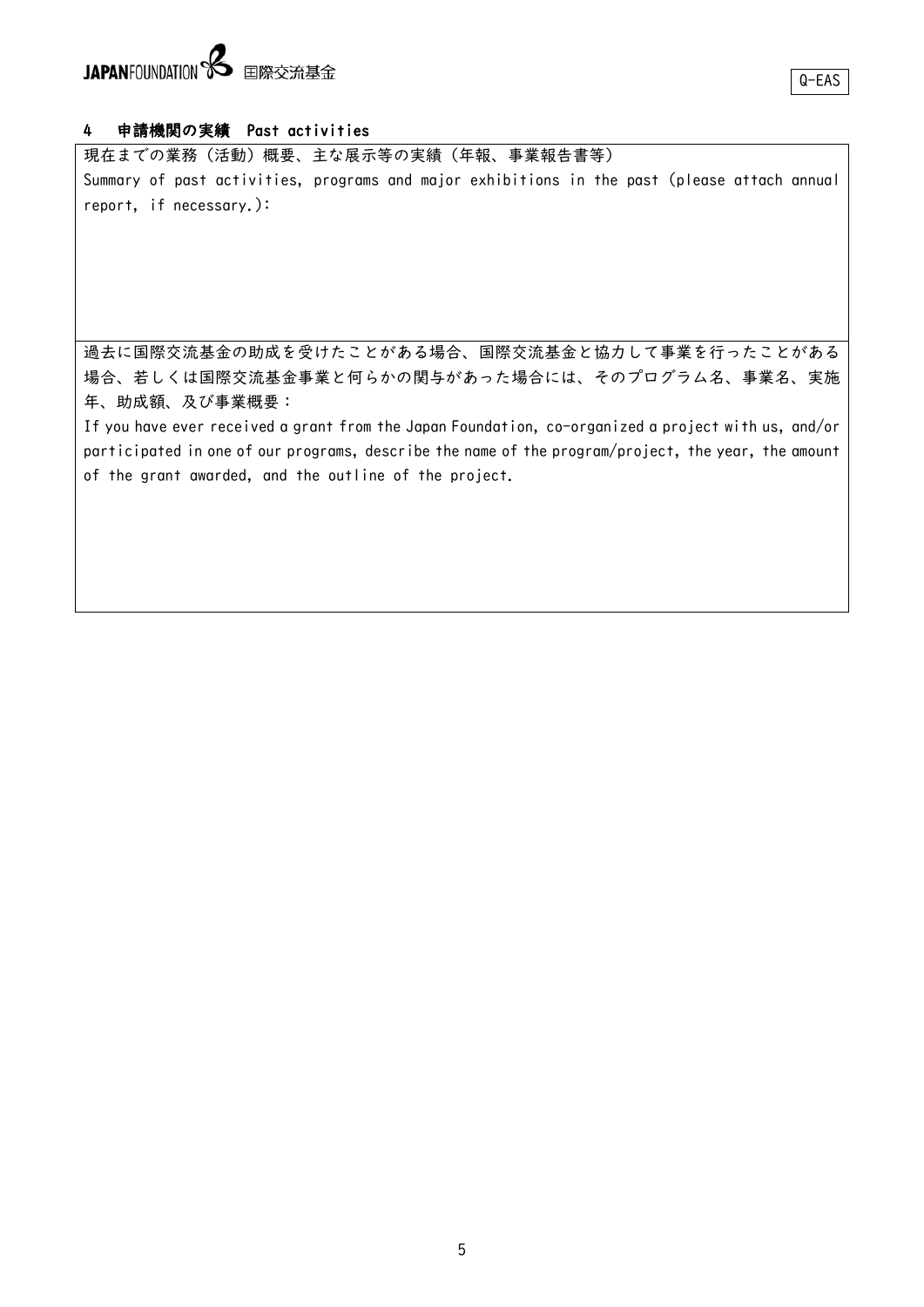## 4　申請機関の実績　Past activities

| 現在までの業務（活動）概要、主な展示等の実績（年報、事業報告書等）<br>Summary of past activities, programs and major exhibitions in the past (please attach annual report, if necessary.): |
| --- |
| 過去に国際交流基金の助成を受けたことがある場合、国際交流基金と協力して事業を行ったことがある場合、若しくは国際交流基金事業と何らかの関与があった場合には、そのプログラム名、事業名、実施年、助成額、及び事業概要：<br>If you have ever received a grant from the Japan Foundation, co-organized a project with us, and/or participated in one of our programs, describe the name of the program/project, the year, the amount of the grant awarded, and the outline of the project. |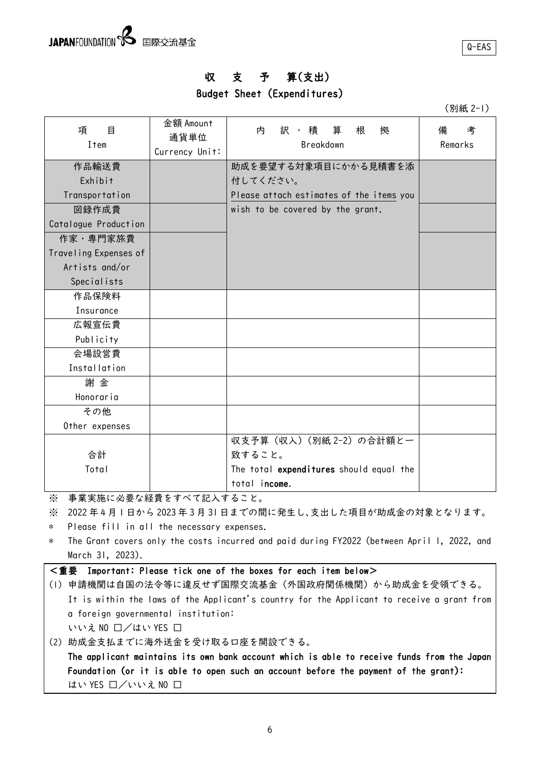Q-EAS

# 収　支　予　算(支出)

## Budget Sheet (Expenditures)

(別紙 2-1)

| 項　目<br>Item | 金額 Amount<br>通貨単位<br>Currency Unit: | 内　訳・積　算　根　拠<br>Breakdown | 備　考<br>Remarks |
|---|---|---|---|
| 作品輸送費<br>Exhibit Transportation | | 助成を要望する対象項目にかかる見積書を添付してください。<br>Please attach estimates of the items you wish to be covered by the grant. | |
| 図録作成費<br>Catalogue Production | | | |
| 作家・専門家旅費<br>Traveling Expenses of Artists and/or Specialists | | | |
| 作品保険料<br>Insurance | | | |
| 広報宣伝費<br>Publicity | | | |
| 会場設営費<br>Installation | | | |
| 謝 金<br>Honoraria | | | |
| その他<br>Other expenses | | | |
| 合計<br>Total | | 収支予算（収入）(別紙 2-2) の合計額と一致すること。<br>The total **expenditures** should equal the total **income**. | |

※　事業実施に必要な経費をすべて記入すること。

※　2022 年 4 月 1 日から 2023 年 3 月 31 日までの間に発生し、支出した項目が助成金の対象となります。

*　Please fill in all the necessary expenses.

*　The Grant covers only the costs incurred and paid during FY2022 (between April 1, 2022, and March 31, 2023).

**<重要　Important: Please tick one of the boxes for each item below>**

(1) 申請機関は自国の法令等に違反せず国際交流基金（外国政府関係機関）から助成金を受領できる。
It is within the laws of the Applicant's country for the Applicant to receive a grant from a foreign governmental institution:
いいえ NO □／はい YES □

(2) 助成金支払までに海外送金を受け取る口座を開設できる。
**The applicant maintains its own bank account which is able to receive funds from the Japan Foundation (or it is able to open such an account before the payment of the grant):**
はい YES □／いいえ NO □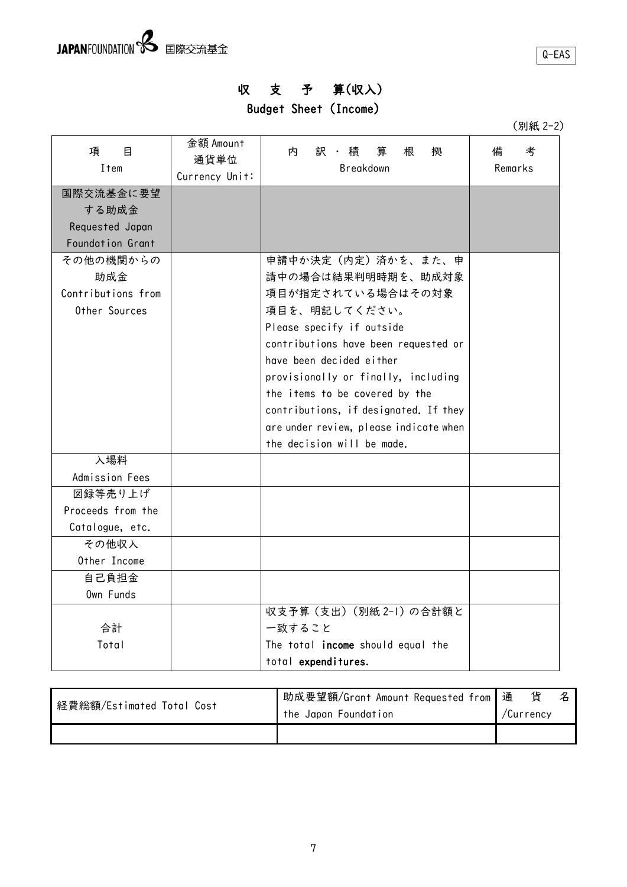Q-EAS

# 収　支　予　算(収入)

## Budget Sheet (Income)

(別紙 2-2)

| 項　目<br>Item | 金額 Amount<br>通貨単位<br>Currency Unit: | 内　訳・積　算　根　拠<br>Breakdown | 備　考<br>Remarks |
|---|---|---|---|
| 国際交流基金に要望する助成金<br>Requested Japan Foundation Grant | | | |
| その他の機関からの助成金<br>Contributions from Other Sources | | 申請中か決定（内定）済かを、また、申請中の場合は結果判明時期を、助成対象項目が指定されている場合はその対象項目を、明記してください。<br>Please specify if outside contributions have been requested or have been decided either provisionally or finally, including the items to be covered by the contributions, if designated. If they are under review, please indicate when the decision will be made. | |
| 入場料<br>Admission Fees | | | |
| 図録等売り上げ<br>Proceeds from the Catalogue, etc. | | | |
| その他収入<br>Other Income | | | |
| 自己負担金<br>Own Funds | | | |
| 合計<br>Total | | 収支予算（支出）(別紙 2-1) の合計額と一致すること<br>The total **income** should equal the total **expenditures.** | |

| 経費総額/Estimated Total Cost | 助成要望額/Grant Amount Requested from the Japan Foundation | 通　貨　名<br>/Currency |
|---|---|---|
| | | |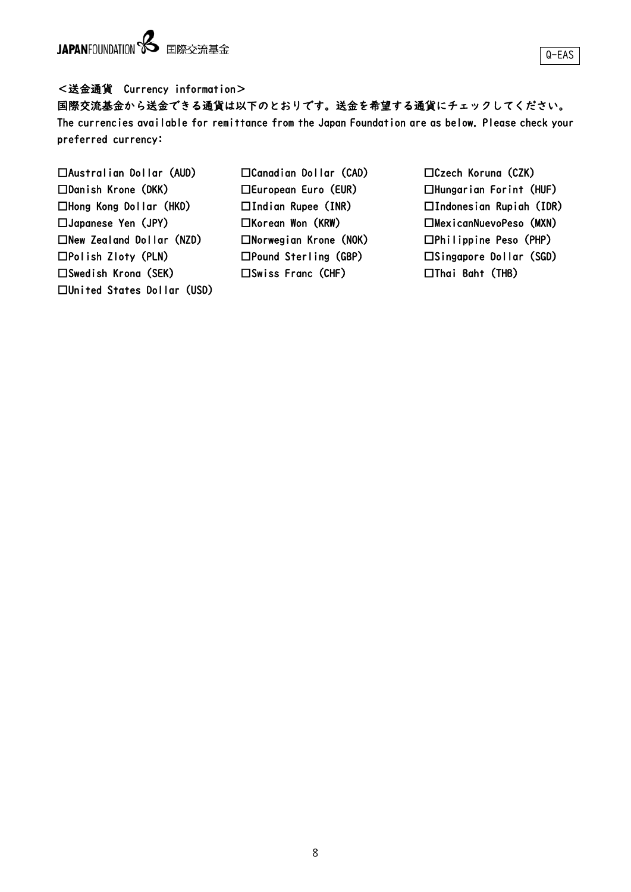<送金通貨 Currency information>

**国際交流基金から送金できる通貨は以下のとおりです。送金を希望する通貨にチェックしてください。**
The currencies available for remittance from the Japan Foundation are as below. Please check your preferred currency:

□Australian Dollar (AUD)
□Canadian Dollar (CAD)
□Czech Koruna (CZK)
□Danish Krone (DKK)
□European Euro (EUR)
□Hungarian Forint (HUF)
□Hong Kong Dollar (HKD)
□Indian Rupee (INR)
□Indonesian Rupiah (IDR)
□Japanese Yen (JPY)
□Korean Won (KRW)
□MexicanNuevoPeso (MXN)
□New Zealand Dollar (NZD)
□Norwegian Krone (NOK)
□Philippine Peso (PHP)
□Polish Zloty (PLN)
□Pound Sterling (GBP)
□Singapore Dollar (SGD)
□Swedish Krona (SEK)
□Swiss Franc (CHF)
□Thai Baht (THB)
□United States Dollar (USD)